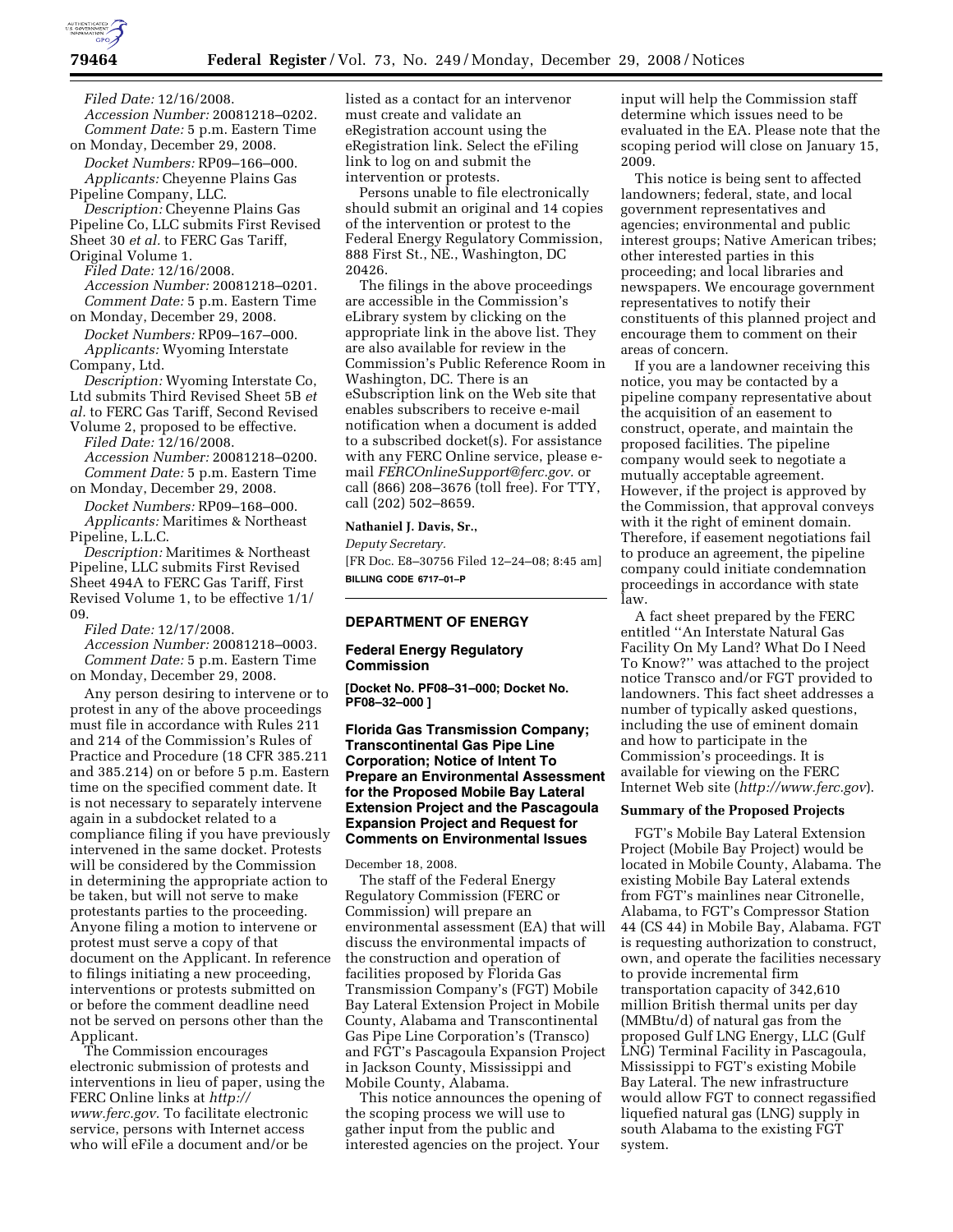*Filed Date:* 12/16/2008.

*Accession Number:* 20081218–0202.

*Comment Date:* 5 p.m. Eastern Time on Monday, December 29, 2008.

*Docket Numbers:* RP09–166–000.

*Applicants:* Cheyenne Plains Gas Pipeline Company, LLC.

*Description:* Cheyenne Plains Gas Pipeline Co, LLC submits First Revised Sheet 30 *et al.* to FERC Gas Tariff, Original Volume 1.

*Filed Date:* 12/16/2008.

*Accession Number:* 20081218–0201.

*Comment Date:* 5 p.m. Eastern Time on Monday, December 29, 2008.

*Docket Numbers:* RP09–167–000.

*Applicants:* Wyoming Interstate Company, Ltd.

*Description:* Wyoming Interstate Co, Ltd submits Third Revised Sheet 5B *et al.* to FERC Gas Tariff, Second Revised Volume 2, proposed to be effective.

*Filed Date:* 12/16/2008.

*Accession Number:* 20081218–0200.

*Comment Date:* 5 p.m. Eastern Time on Monday, December 29, 2008.

*Docket Numbers:* RP09–168–000.

*Applicants:* Maritimes & Northeast Pipeline, L.L.C.

*Description:* Maritimes & Northeast Pipeline, LLC submits First Revised Sheet 494A to FERC Gas Tariff, First Revised Volume 1, to be effective 1/1/09.

*Filed Date:* 12/17/2008.

*Accession Number:* 20081218–0003.

*Comment Date:* 5 p.m. Eastern Time on Monday, December 29, 2008.

Any person desiring to intervene or to protest in any of the above proceedings must file in accordance with Rules 211 and 214 of the Commission's Rules of Practice and Procedure (18 CFR 385.211 and 385.214) on or before 5 p.m. Eastern time on the specified comment date. It is not necessary to separately intervene again in a subdocket related to a compliance filing if you have previously intervened in the same docket. Protests will be considered by the Commission in determining the appropriate action to be taken, but will not serve to make protestants parties to the proceeding. Anyone filing a motion to intervene or protest must serve a copy of that document on the Applicant. In reference to filings initiating a new proceeding, interventions or protests submitted on or before the comment deadline need not be served on persons other than the Applicant.

The Commission encourages electronic submission of protests and interventions in lieu of paper, using the FERC Online links at *http://www.ferc.gov.* To facilitate electronic service, persons with Internet access who will eFile a document and/or be listed as a contact for an intervenor must create and validate an eRegistration account using the eRegistration link. Select the eFiling link to log on and submit the intervention or protests.

Persons unable to file electronically should submit an original and 14 copies of the intervention or protest to the Federal Energy Regulatory Commission, 888 First St., NE., Washington, DC 20426.

The filings in the above proceedings are accessible in the Commission's eLibrary system by clicking on the appropriate link in the above list. They are also available for review in the Commission's Public Reference Room in Washington, DC. There is an eSubscription link on the Web site that enables subscribers to receive e-mail notification when a document is added to a subscribed docket(s). For assistance with any FERC Online service, please e-mail *FERCOnlineSupport@ferc.gov.* or call (866) 208–3676 (toll free). For TTY, call (202) 502–8659.

**Nathaniel J. Davis, Sr.,**

*Deputy Secretary.*

[FR Doc. E8–30756 Filed 12–24–08; 8:45 am]

**BILLING CODE 6717–01–P**

---

**DEPARTMENT OF ENERGY**

**Federal Energy Regulatory Commission**

**[Docket No. PF08–31–000; Docket No. PF08–32–000 ]**

## Florida Gas Transmission Company; Transcontinental Gas Pipe Line Corporation; Notice of Intent To Prepare an Environmental Assessment for the Proposed Mobile Bay Lateral Extension Project and the Pascagoula Expansion Project and Request for Comments on Environmental Issues

December 18, 2008.

The staff of the Federal Energy Regulatory Commission (FERC or Commission) will prepare an environmental assessment (EA) that will discuss the environmental impacts of the construction and operation of facilities proposed by Florida Gas Transmission Company's (FGT) Mobile Bay Lateral Extension Project in Mobile County, Alabama and Transcontinental Gas Pipe Line Corporation's (Transco) and FGT's Pascagoula Expansion Project in Jackson County, Mississippi and Mobile County, Alabama.

This notice announces the opening of the scoping process we will use to gather input from the public and interested agencies on the project. Your input will help the Commission staff determine which issues need to be evaluated in the EA. Please note that the scoping period will close on January 15, 2009.

This notice is being sent to affected landowners; federal, state, and local government representatives and agencies; environmental and public interest groups; Native American tribes; other interested parties in this proceeding; and local libraries and newspapers. We encourage government representatives to notify their constituents of this planned project and encourage them to comment on their areas of concern.

If you are a landowner receiving this notice, you may be contacted by a pipeline company representative about the acquisition of an easement to construct, operate, and maintain the proposed facilities. The pipeline company would seek to negotiate a mutually acceptable agreement. However, if the project is approved by the Commission, that approval conveys with it the right of eminent domain. Therefore, if easement negotiations fail to produce an agreement, the pipeline company could initiate condemnation proceedings in accordance with state law.

A fact sheet prepared by the FERC entitled "An Interstate Natural Gas Facility On My Land? What Do I Need To Know?" was attached to the project notice Transco and/or FGT provided to landowners. This fact sheet addresses a number of typically asked questions, including the use of eminent domain and how to participate in the Commission's proceedings. It is available for viewing on the FERC Internet Web site (*http://www.ferc.gov*).

### Summary of the Proposed Projects

FGT's Mobile Bay Lateral Extension Project (Mobile Bay Project) would be located in Mobile County, Alabama. The existing Mobile Bay Lateral extends from FGT's mainlines near Citronelle, Alabama, to FGT's Compressor Station 44 (CS 44) in Mobile Bay, Alabama. FGT is requesting authorization to construct, own, and operate the facilities necessary to provide incremental firm transportation capacity of 342,610 million British thermal units per day (MMBtu/d) of natural gas from the proposed Gulf LNG Energy, LLC (Gulf LNG) Terminal Facility in Pascagoula, Mississippi to FGT's existing Mobile Bay Lateral. The new infrastructure would allow FGT to connect regassified liquefied natural gas (LNG) supply in south Alabama to the existing FGT system.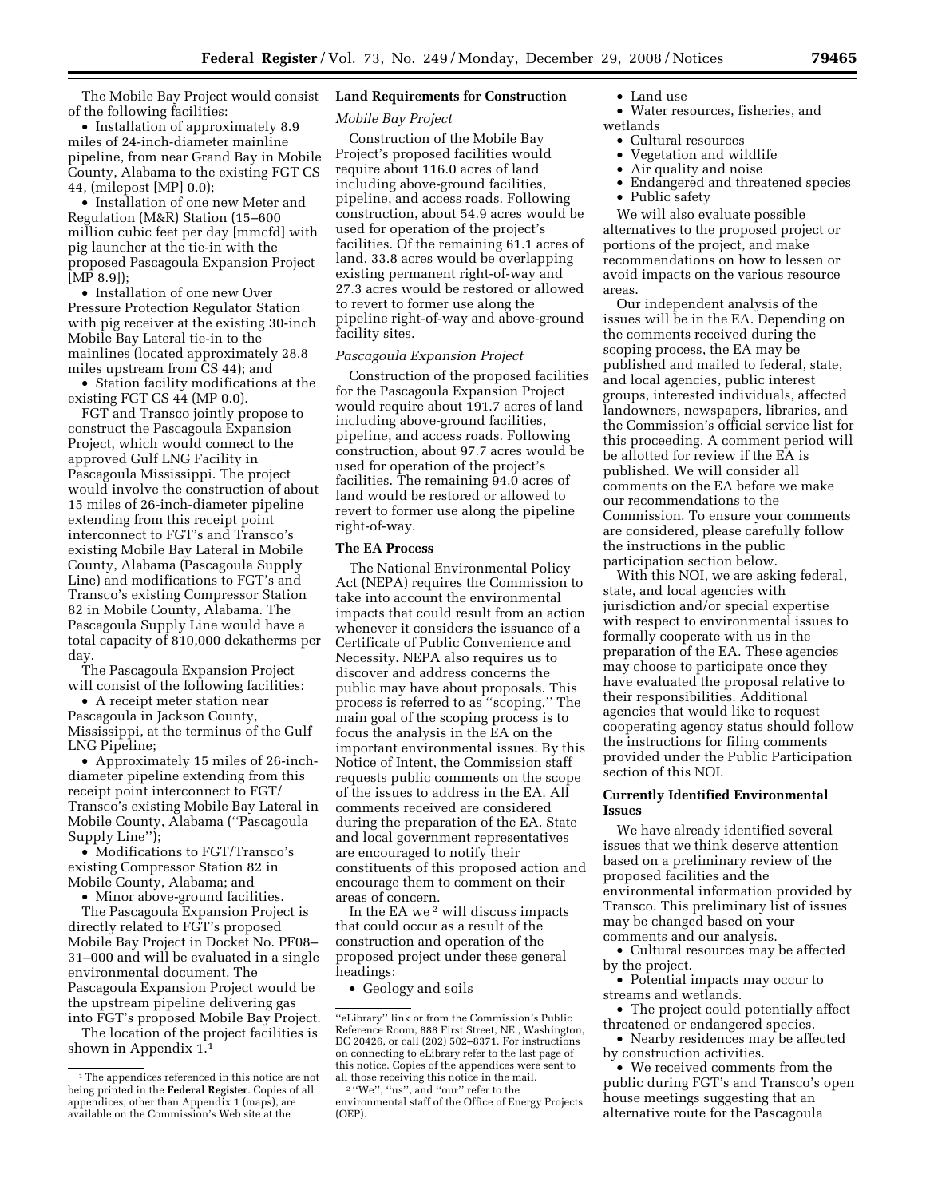The Mobile Bay Project would consist of the following facilities:

- Installation of approximately 8.9 miles of 24-inch-diameter mainline pipeline, from near Grand Bay in Mobile County, Alabama to the existing FGT CS 44, (milepost [MP] 0.0);
- Installation of one new Meter and Regulation (M&R) Station (15–600 million cubic feet per day [mmcfd] with pig launcher at the tie-in with the proposed Pascagoula Expansion Project [MP 8.9]);
- Installation of one new Over Pressure Protection Regulator Station with pig receiver at the existing 30-inch Mobile Bay Lateral tie-in to the mainlines (located approximately 28.8 miles upstream from CS 44); and
- Station facility modifications at the existing FGT CS 44 (MP 0.0).

FGT and Transco jointly propose to construct the Pascagoula Expansion Project, which would connect to the approved Gulf LNG Facility in Pascagoula Mississippi. The project would involve the construction of about 15 miles of 26-inch-diameter pipeline extending from this receipt point interconnect to FGT's and Transco's existing Mobile Bay Lateral in Mobile County, Alabama (Pascagoula Supply Line) and modifications to FGT's and Transco's existing Compressor Station 82 in Mobile County, Alabama. The Pascagoula Supply Line would have a total capacity of 810,000 dekatherms per day.

The Pascagoula Expansion Project will consist of the following facilities:

- A receipt meter station near Pascagoula in Jackson County, Mississippi, at the terminus of the Gulf LNG Pipeline;
- Approximately 15 miles of 26-inch-diameter pipeline extending from this receipt point interconnect to FGT/Transco's existing Mobile Bay Lateral in Mobile County, Alabama (''Pascagoula Supply Line'');
- Modifications to FGT/Transco's existing Compressor Station 82 in Mobile County, Alabama; and
- Minor above-ground facilities.

The Pascagoula Expansion Project is directly related to FGT's proposed Mobile Bay Project in Docket No. PF08–31–000 and will be evaluated in a single environmental document. The Pascagoula Expansion Project would be the upstream pipeline delivering gas into FGT's proposed Mobile Bay Project.

The location of the project facilities is shown in Appendix 1.[1]

## Land Requirements for Construction

*Mobile Bay Project*

Construction of the Mobile Bay Project's proposed facilities would require about 116.0 acres of land including above-ground facilities, pipeline, and access roads. Following construction, about 54.9 acres would be used for operation of the project's facilities. Of the remaining 61.1 acres of land, 33.8 acres would be overlapping existing permanent right-of-way and 27.3 acres would be restored or allowed to revert to former use along the pipeline right-of-way and above-ground facility sites.

*Pascagoula Expansion Project*

Construction of the proposed facilities for the Pascagoula Expansion Project would require about 191.7 acres of land including above-ground facilities, pipeline, and access roads. Following construction, about 97.7 acres would be used for operation of the project's facilities. The remaining 94.0 acres of land would be restored or allowed to revert to former use along the pipeline right-of-way.

## The EA Process

The National Environmental Policy Act (NEPA) requires the Commission to take into account the environmental impacts that could result from an action whenever it considers the issuance of a Certificate of Public Convenience and Necessity. NEPA also requires us to discover and address concerns the public may have about proposals. This process is referred to as ''scoping.'' The main goal of the scoping process is to focus the analysis in the EA on the important environmental issues. By this Notice of Intent, the Commission staff requests public comments on the scope of the issues to address in the EA. All comments received are considered during the preparation of the EA. State and local government representatives are encouraged to notify their constituents of this proposed action and encourage them to comment on their areas of concern.

In the EA we[2] will discuss impacts that could occur as a result of the construction and operation of the proposed project under these general headings:

- Geology and soils
- Land use
- Water resources, fisheries, and wetlands
- Cultural resources
- Vegetation and wildlife
- Air quality and noise
- Endangered and threatened species
- Public safety

We will also evaluate possible alternatives to the proposed project or portions of the project, and make recommendations on how to lessen or avoid impacts on the various resource areas.

Our independent analysis of the issues will be in the EA. Depending on the comments received during the scoping process, the EA may be published and mailed to federal, state, and local agencies, public interest groups, interested individuals, affected landowners, newspapers, libraries, and the Commission's official service list for this proceeding. A comment period will be allotted for review if the EA is published. We will consider all comments on the EA before we make our recommendations to the Commission. To ensure your comments are considered, please carefully follow the instructions in the public participation section below.

With this NOI, we are asking federal, state, and local agencies with jurisdiction and/or special expertise with respect to environmental issues to formally cooperate with us in the preparation of the EA. These agencies may choose to participate once they have evaluated the proposal relative to their responsibilities. Additional agencies that would like to request cooperating agency status should follow the instructions for filing comments provided under the Public Participation section of this NOI.

## Currently Identified Environmental Issues

We have already identified several issues that we think deserve attention based on a preliminary review of the proposed facilities and the environmental information provided by Transco. This preliminary list of issues may be changed based on your comments and our analysis.

- Cultural resources may be affected by the project.
- Potential impacts may occur to streams and wetlands.
- The project could potentially affect threatened or endangered species.
- Nearby residences may be affected by construction activities.
- We received comments from the public during FGT's and Transco's open house meetings suggesting that an alternative route for the Pascagoula

---

[1] The appendices referenced in this notice are not being printed in the **Federal Register**. Copies of all appendices, other than Appendix 1 (maps), are available on the Commission's Web site at the ''eLibrary'' link or from the Commission's Public Reference Room, 888 First Street, NE., Washington, DC 20426, or call (202) 502–8371. For instructions on connecting to eLibrary refer to the last page of this notice. Copies of the appendices were sent to all those receiving this notice in the mail.

[2] ''We'', ''us'', and ''our'' refer to the environmental staff of the Office of Energy Projects (OEP).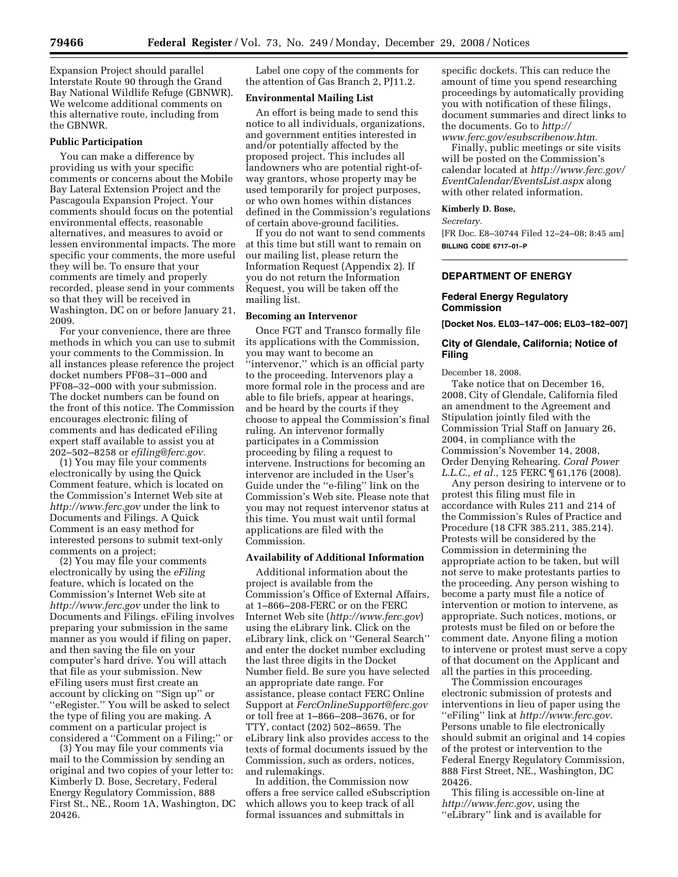Expansion Project should parallel Interstate Route 90 through the Grand Bay National Wildlife Refuge (GBNWR). We welcome additional comments on this alternative route, including from the GBNWR.

**Public Participation**

You can make a difference by providing us with your specific comments or concerns about the Mobile Bay Lateral Extension Project and the Pascagoula Expansion Project. Your comments should focus on the potential environmental effects, reasonable alternatives, and measures to avoid or lessen environmental impacts. The more specific your comments, the more useful they will be. To ensure that your comments are timely and properly recorded, please send in your comments so that they will be received in Washington, DC on or before January 21, 2009.

For your convenience, there are three methods in which you can use to submit your comments to the Commission. In all instances please reference the project docket numbers PF08–31–000 and PF08–32–000 with your submission. The docket numbers can be found on the front of this notice. The Commission encourages electronic filing of comments and has dedicated eFiling expert staff available to assist you at 202–502–8258 or *efiling@ferc.gov.*

(1) You may file your comments electronically by using the Quick Comment feature, which is located on the Commission's Internet Web site at *http://www.ferc.gov* under the link to Documents and Filings. A Quick Comment is an easy method for interested persons to submit text-only comments on a project;

(2) You may file your comments electronically by using the *eFiling* feature, which is located on the Commission's Internet Web site at *http://www.ferc.gov* under the link to Documents and Filings. eFiling involves preparing your submission in the same manner as you would if filing on paper, and then saving the file on your computer's hard drive. You will attach that file as your submission. New eFiling users must first create an account by clicking on ''Sign up'' or ''eRegister.'' You will be asked to select the type of filing you are making. A comment on a particular project is considered a ''Comment on a Filing;'' or

(3) You may file your comments via mail to the Commission by sending an original and two copies of your letter to: Kimberly D. Bose, Secretary, Federal Energy Regulatory Commission, 888 First St., NE., Room 1A, Washington, DC 20426.

Label one copy of the comments for the attention of Gas Branch 2, PJ11.2.

**Environmental Mailing List**

An effort is being made to send this notice to all individuals, organizations, and government entities interested in and/or potentially affected by the proposed project. This includes all landowners who are potential right-of-way grantors, whose property may be used temporarily for project purposes, or who own homes within distances defined in the Commission's regulations of certain above-ground facilities.

If you do not want to send comments at this time but still want to remain on our mailing list, please return the Information Request (Appendix 2). If you do not return the Information Request, you will be taken off the mailing list.

**Becoming an Intervenor**

Once FGT and Transco formally file its applications with the Commission, you may want to become an ''intervenor,'' which is an official party to the proceeding. Intervenors play a more formal role in the process and are able to file briefs, appear at hearings, and be heard by the courts if they choose to appeal the Commission's final ruling. An intervenor formally participates in a Commission proceeding by filing a request to intervene. Instructions for becoming an intervenor are included in the User's Guide under the ''e-filing'' link on the Commission's Web site. Please note that you may not request intervenor status at this time. You must wait until formal applications are filed with the Commission.

**Availability of Additional Information**

Additional information about the project is available from the Commission's Office of External Affairs, at 1–866–208-FERC or on the FERC Internet Web site (*http://www.ferc.gov*) using the eLibrary link. Click on the eLibrary link, click on ''General Search'' and enter the docket number excluding the last three digits in the Docket Number field. Be sure you have selected an appropriate date range. For assistance, please contact FERC Online Support at *FercOnlineSupport@ferc.gov* or toll free at 1–866–208–3676, or for TTY, contact (202) 502–8659. The eLibrary link also provides access to the texts of formal documents issued by the Commission, such as orders, notices, and rulemakings.

In addition, the Commission now offers a free service called eSubscription which allows you to keep track of all formal issuances and submittals in specific dockets. This can reduce the amount of time you spend researching proceedings by automatically providing you with notification of these filings, document summaries and direct links to the documents. Go to *http://www.ferc.gov/esubscribenow.htm.*

Finally, public meetings or site visits will be posted on the Commission's calendar located at *http://www.ferc.gov/EventCalendar/EventsList.aspx* along with other related information.

**Kimberly D. Bose,**

*Secretary.*

[FR Doc. E8–30744 Filed 12–24–08; 8:45 am]

**BILLING CODE 6717–01–P**

---

## DEPARTMENT OF ENERGY

## Federal Energy Regulatory Commission

**[Docket Nos. EL03–147–006; EL03–182–007]**

## City of Glendale, California; Notice of Filing

December 18, 2008.

Take notice that on December 16, 2008, City of Glendale, California filed an amendment to the Agreement and Stipulation jointly filed with the Commission Trial Staff on January 26, 2004, in compliance with the Commission's November 14, 2008, Order Denying Rehearing. *Coral Power L.L.C., et al.*, 125 FERC ¶ 61,176 (2008).

Any person desiring to intervene or to protest this filing must file in accordance with Rules 211 and 214 of the Commission's Rules of Practice and Procedure (18 CFR 385.211, 385.214). Protests will be considered by the Commission in determining the appropriate action to be taken, but will not serve to make protestants parties to the proceeding. Any person wishing to become a party must file a notice of intervention or motion to intervene, as appropriate. Such notices, motions, or protests must be filed on or before the comment date. Anyone filing a motion to intervene or protest must serve a copy of that document on the Applicant and all the parties in this proceeding.

The Commission encourages electronic submission of protests and interventions in lieu of paper using the ''eFiling'' link at *http://www.ferc.gov*. Persons unable to file electronically should submit an original and 14 copies of the protest or intervention to the Federal Energy Regulatory Commission, 888 First Street, NE., Washington, DC 20426.

This filing is accessible on-line at *http://www.ferc.gov*, using the ''eLibrary'' link and is available for